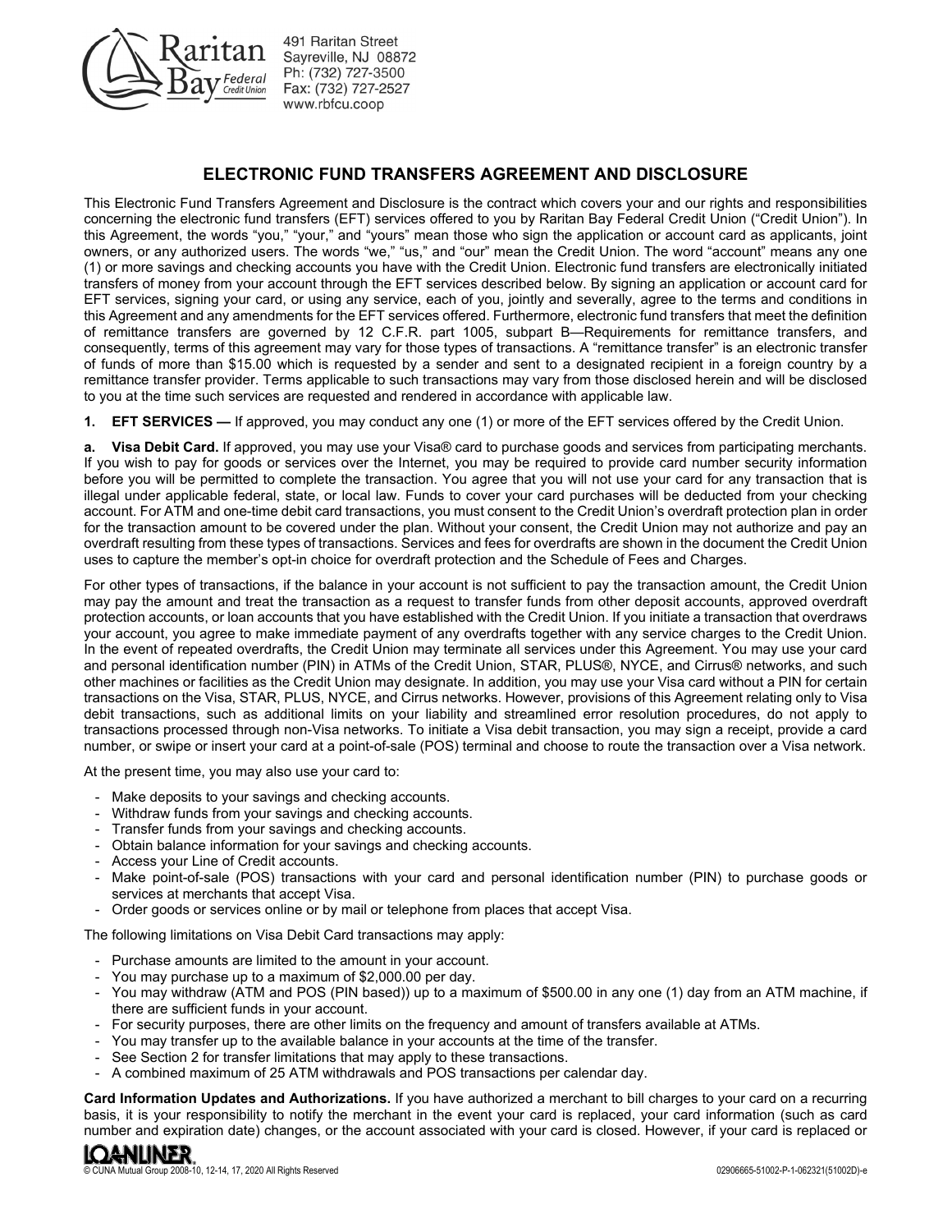Raritan Bay Federal Credit Union
491 Raritan Street
Sayreville, NJ 08872
Ph: (732) 727-3500
Fax: (732) 727-2527
www.rbfcu.coop

# ELECTRONIC FUND TRANSFERS AGREEMENT AND DISCLOSURE

This Electronic Fund Transfers Agreement and Disclosure is the contract which covers your and our rights and responsibilities concerning the electronic fund transfers (EFT) services offered to you by Raritan Bay Federal Credit Union ("Credit Union"). In this Agreement, the words "you," "your," and "yours" mean those who sign the application or account card as applicants, joint owners, or any authorized users. The words "we," "us," and "our" mean the Credit Union. The word "account" means any one (1) or more savings and checking accounts you have with the Credit Union. Electronic fund transfers are electronically initiated transfers of money from your account through the EFT services described below. By signing an application or account card for EFT services, signing your card, or using any service, each of you, jointly and severally, agree to the terms and conditions in this Agreement and any amendments for the EFT services offered. Furthermore, electronic fund transfers that meet the definition of remittance transfers are governed by 12 C.F.R. part 1005, subpart B—Requirements for remittance transfers, and consequently, terms of this agreement may vary for those types of transactions. A "remittance transfer" is an electronic transfer of funds of more than $15.00 which is requested by a sender and sent to a designated recipient in a foreign country by a remittance transfer provider. Terms applicable to such transactions may vary from those disclosed herein and will be disclosed to you at the time such services are requested and rendered in accordance with applicable law.

**1. EFT SERVICES —** If approved, you may conduct any one (1) or more of the EFT services offered by the Credit Union.

**a. Visa Debit Card.** If approved, you may use your Visa® card to purchase goods and services from participating merchants. If you wish to pay for goods or services over the Internet, you may be required to provide card number security information before you will be permitted to complete the transaction. You agree that you will not use your card for any transaction that is illegal under applicable federal, state, or local law. Funds to cover your card purchases will be deducted from your checking account. For ATM and one-time debit card transactions, you must consent to the Credit Union's overdraft protection plan in order for the transaction amount to be covered under the plan. Without your consent, the Credit Union may not authorize and pay an overdraft resulting from these types of transactions. Services and fees for overdrafts are shown in the document the Credit Union uses to capture the member's opt-in choice for overdraft protection and the Schedule of Fees and Charges.

For other types of transactions, if the balance in your account is not sufficient to pay the transaction amount, the Credit Union may pay the amount and treat the transaction as a request to transfer funds from other deposit accounts, approved overdraft protection accounts, or loan accounts that you have established with the Credit Union. If you initiate a transaction that overdraws your account, you agree to make immediate payment of any overdrafts together with any service charges to the Credit Union. In the event of repeated overdrafts, the Credit Union may terminate all services under this Agreement. You may use your card and personal identification number (PIN) in ATMs of the Credit Union, STAR, PLUS®, NYCE, and Cirrus® networks, and such other machines or facilities as the Credit Union may designate. In addition, you may use your Visa card without a PIN for certain transactions on the Visa, STAR, PLUS, NYCE, and Cirrus networks. However, provisions of this Agreement relating only to Visa debit transactions, such as additional limits on your liability and streamlined error resolution procedures, do not apply to transactions processed through non-Visa networks. To initiate a Visa debit transaction, you may sign a receipt, provide a card number, or swipe or insert your card at a point-of-sale (POS) terminal and choose to route the transaction over a Visa network.

At the present time, you may also use your card to:

- Make deposits to your savings and checking accounts.
- Withdraw funds from your savings and checking accounts.
- Transfer funds from your savings and checking accounts.
- Obtain balance information for your savings and checking accounts.
- Access your Line of Credit accounts.
- Make point-of-sale (POS) transactions with your card and personal identification number (PIN) to purchase goods or services at merchants that accept Visa.
- Order goods or services online or by mail or telephone from places that accept Visa.

The following limitations on Visa Debit Card transactions may apply:

- Purchase amounts are limited to the amount in your account.
- You may purchase up to a maximum of $2,000.00 per day.
- You may withdraw (ATM and POS (PIN based)) up to a maximum of $500.00 in any one (1) day from an ATM machine, if there are sufficient funds in your account.
- For security purposes, there are other limits on the frequency and amount of transfers available at ATMs.
- You may transfer up to the available balance in your accounts at the time of the transfer.
- See Section 2 for transfer limitations that may apply to these transactions.
- A combined maximum of 25 ATM withdrawals and POS transactions per calendar day.

**Card Information Updates and Authorizations.** If you have authorized a merchant to bill charges to your card on a recurring basis, it is your responsibility to notify the merchant in the event your card is replaced, your card information (such as card number and expiration date) changes, or the account associated with your card is closed. However, if your card is replaced or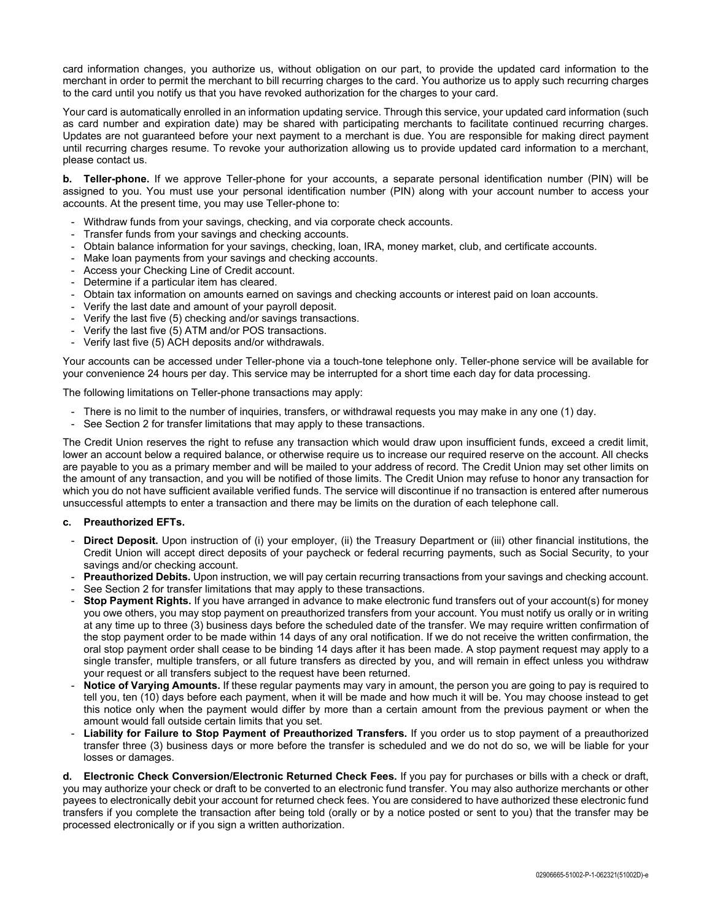card information changes, you authorize us, without obligation on our part, to provide the updated card information to the merchant in order to permit the merchant to bill recurring charges to the card. You authorize us to apply such recurring charges to the card until you notify us that you have revoked authorization for the charges to your card.

Your card is automatically enrolled in an information updating service. Through this service, your updated card information (such as card number and expiration date) may be shared with participating merchants to facilitate continued recurring charges. Updates are not guaranteed before your next payment to a merchant is due. You are responsible for making direct payment until recurring charges resume. To revoke your authorization allowing us to provide updated card information to a merchant, please contact us.

**b. Teller-phone.** If we approve Teller-phone for your accounts, a separate personal identification number (PIN) will be assigned to you. You must use your personal identification number (PIN) along with your account number to access your accounts. At the present time, you may use Teller-phone to:

- Withdraw funds from your savings, checking, and via corporate check accounts.
- Transfer funds from your savings and checking accounts.
- Obtain balance information for your savings, checking, loan, IRA, money market, club, and certificate accounts.
- Make loan payments from your savings and checking accounts.
- Access your Checking Line of Credit account.
- Determine if a particular item has cleared.
- Obtain tax information on amounts earned on savings and checking accounts or interest paid on loan accounts.
- Verify the last date and amount of your payroll deposit.
- Verify the last five (5) checking and/or savings transactions.
- Verify the last five (5) ATM and/or POS transactions.
- Verify last five (5) ACH deposits and/or withdrawals.

Your accounts can be accessed under Teller-phone via a touch-tone telephone only. Teller-phone service will be available for your convenience 24 hours per day. This service may be interrupted for a short time each day for data processing.

The following limitations on Teller-phone transactions may apply:

- There is no limit to the number of inquiries, transfers, or withdrawal requests you may make in any one (1) day.
- See Section 2 for transfer limitations that may apply to these transactions.

The Credit Union reserves the right to refuse any transaction which would draw upon insufficient funds, exceed a credit limit, lower an account below a required balance, or otherwise require us to increase our required reserve on the account. All checks are payable to you as a primary member and will be mailed to your address of record. The Credit Union may set other limits on the amount of any transaction, and you will be notified of those limits. The Credit Union may refuse to honor any transaction for which you do not have sufficient available verified funds. The service will discontinue if no transaction is entered after numerous unsuccessful attempts to enter a transaction and there may be limits on the duration of each telephone call.

**c. Preauthorized EFTs.**

- **Direct Deposit.** Upon instruction of (i) your employer, (ii) the Treasury Department or (iii) other financial institutions, the Credit Union will accept direct deposits of your paycheck or federal recurring payments, such as Social Security, to your savings and/or checking account.
- **Preauthorized Debits.** Upon instruction, we will pay certain recurring transactions from your savings and checking account.
- See Section 2 for transfer limitations that may apply to these transactions.
- **Stop Payment Rights.** If you have arranged in advance to make electronic fund transfers out of your account(s) for money you owe others, you may stop payment on preauthorized transfers from your account. You must notify us orally or in writing at any time up to three (3) business days before the scheduled date of the transfer. We may require written confirmation of the stop payment order to be made within 14 days of any oral notification. If we do not receive the written confirmation, the oral stop payment order shall cease to be binding 14 days after it has been made. A stop payment request may apply to a single transfer, multiple transfers, or all future transfers as directed by you, and will remain in effect unless you withdraw your request or all transfers subject to the request have been returned.
- **Notice of Varying Amounts.** If these regular payments may vary in amount, the person you are going to pay is required to tell you, ten (10) days before each payment, when it will be made and how much it will be. You may choose instead to get this notice only when the payment would differ by more than a certain amount from the previous payment or when the amount would fall outside certain limits that you set.
- **Liability for Failure to Stop Payment of Preauthorized Transfers.** If you order us to stop payment of a preauthorized transfer three (3) business days or more before the transfer is scheduled and we do not do so, we will be liable for your losses or damages.

**d. Electronic Check Conversion/Electronic Returned Check Fees.** If you pay for purchases or bills with a check or draft, you may authorize your check or draft to be converted to an electronic fund transfer. You may also authorize merchants or other payees to electronically debit your account for returned check fees. You are considered to have authorized these electronic fund transfers if you complete the transaction after being told (orally or by a notice posted or sent to you) that the transfer may be processed electronically or if you sign a written authorization.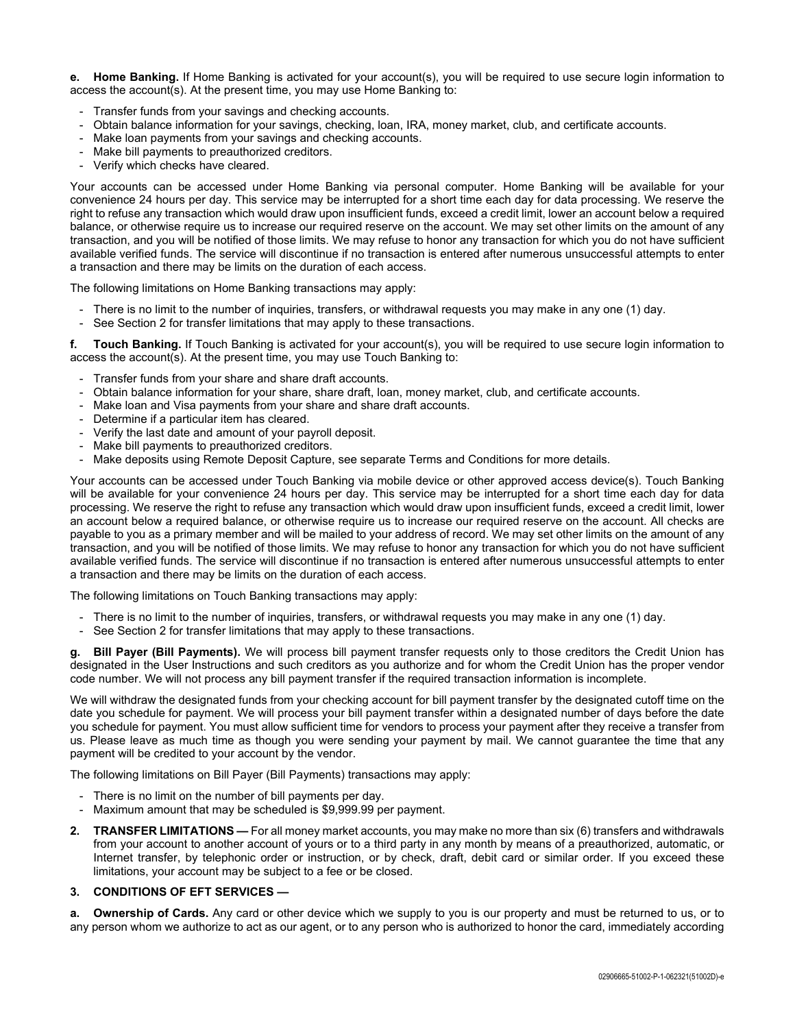**e. Home Banking.** If Home Banking is activated for your account(s), you will be required to use secure login information to access the account(s). At the present time, you may use Home Banking to:

- Transfer funds from your savings and checking accounts.
- Obtain balance information for your savings, checking, loan, IRA, money market, club, and certificate accounts.
- Make loan payments from your savings and checking accounts.
- Make bill payments to preauthorized creditors.
- Verify which checks have cleared.

Your accounts can be accessed under Home Banking via personal computer. Home Banking will be available for your convenience 24 hours per day. This service may be interrupted for a short time each day for data processing. We reserve the right to refuse any transaction which would draw upon insufficient funds, exceed a credit limit, lower an account below a required balance, or otherwise require us to increase our required reserve on the account. We may set other limits on the amount of any transaction, and you will be notified of those limits. We may refuse to honor any transaction for which you do not have sufficient available verified funds. The service will discontinue if no transaction is entered after numerous unsuccessful attempts to enter a transaction and there may be limits on the duration of each access.

The following limitations on Home Banking transactions may apply:

- There is no limit to the number of inquiries, transfers, or withdrawal requests you may make in any one (1) day.
- See Section 2 for transfer limitations that may apply to these transactions.

**f. Touch Banking.** If Touch Banking is activated for your account(s), you will be required to use secure login information to access the account(s). At the present time, you may use Touch Banking to:

- Transfer funds from your share and share draft accounts.
- Obtain balance information for your share, share draft, loan, money market, club, and certificate accounts.
- Make loan and Visa payments from your share and share draft accounts.
- Determine if a particular item has cleared.
- Verify the last date and amount of your payroll deposit.
- Make bill payments to preauthorized creditors.
- Make deposits using Remote Deposit Capture, see separate Terms and Conditions for more details.

Your accounts can be accessed under Touch Banking via mobile device or other approved access device(s). Touch Banking will be available for your convenience 24 hours per day. This service may be interrupted for a short time each day for data processing. We reserve the right to refuse any transaction which would draw upon insufficient funds, exceed a credit limit, lower an account below a required balance, or otherwise require us to increase our required reserve on the account. All checks are payable to you as a primary member and will be mailed to your address of record. We may set other limits on the amount of any transaction, and you will be notified of those limits. We may refuse to honor any transaction for which you do not have sufficient available verified funds. The service will discontinue if no transaction is entered after numerous unsuccessful attempts to enter a transaction and there may be limits on the duration of each access.

The following limitations on Touch Banking transactions may apply:

- There is no limit to the number of inquiries, transfers, or withdrawal requests you may make in any one (1) day.
- See Section 2 for transfer limitations that may apply to these transactions.

**g. Bill Payer (Bill Payments).** We will process bill payment transfer requests only to those creditors the Credit Union has designated in the User Instructions and such creditors as you authorize and for whom the Credit Union has the proper vendor code number. We will not process any bill payment transfer if the required transaction information is incomplete.

We will withdraw the designated funds from your checking account for bill payment transfer by the designated cutoff time on the date you schedule for payment. We will process your bill payment transfer within a designated number of days before the date you schedule for payment. You must allow sufficient time for vendors to process your payment after they receive a transfer from us. Please leave as much time as though you were sending your payment by mail. We cannot guarantee the time that any payment will be credited to your account by the vendor.

The following limitations on Bill Payer (Bill Payments) transactions may apply:

- There is no limit on the number of bill payments per day.
- Maximum amount that may be scheduled is $9,999.99 per payment.

**2. TRANSFER LIMITATIONS —** For all money market accounts, you may make no more than six (6) transfers and withdrawals from your account to another account of yours or to a third party in any month by means of a preauthorized, automatic, or Internet transfer, by telephonic order or instruction, or by check, draft, debit card or similar order. If you exceed these limitations, your account may be subject to a fee or be closed.

**3. CONDITIONS OF EFT SERVICES —**

**a. Ownership of Cards.** Any card or other device which we supply to you is our property and must be returned to us, or to any person whom we authorize to act as our agent, or to any person who is authorized to honor the card, immediately according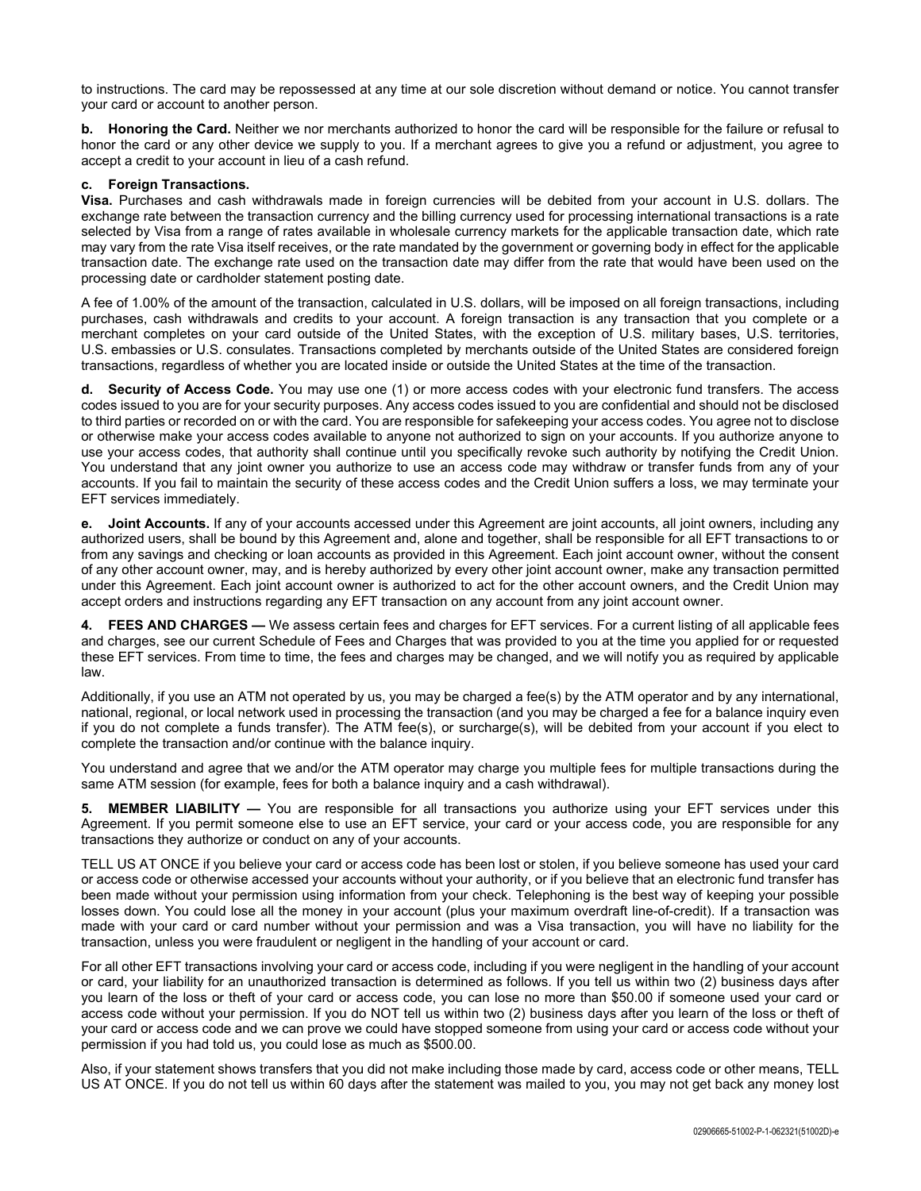to instructions. The card may be repossessed at any time at our sole discretion without demand or notice. You cannot transfer your card or account to another person.

**b. Honoring the Card.** Neither we nor merchants authorized to honor the card will be responsible for the failure or refusal to honor the card or any other device we supply to you. If a merchant agrees to give you a refund or adjustment, you agree to accept a credit to your account in lieu of a cash refund.

**c. Foreign Transactions.**
**Visa.** Purchases and cash withdrawals made in foreign currencies will be debited from your account in U.S. dollars. The exchange rate between the transaction currency and the billing currency used for processing international transactions is a rate selected by Visa from a range of rates available in wholesale currency markets for the applicable transaction date, which rate may vary from the rate Visa itself receives, or the rate mandated by the government or governing body in effect for the applicable transaction date. The exchange rate used on the transaction date may differ from the rate that would have been used on the processing date or cardholder statement posting date.

A fee of 1.00% of the amount of the transaction, calculated in U.S. dollars, will be imposed on all foreign transactions, including purchases, cash withdrawals and credits to your account. A foreign transaction is any transaction that you complete or a merchant completes on your card outside of the United States, with the exception of U.S. military bases, U.S. territories, U.S. embassies or U.S. consulates. Transactions completed by merchants outside of the United States are considered foreign transactions, regardless of whether you are located inside or outside the United States at the time of the transaction.

**d. Security of Access Code.** You may use one (1) or more access codes with your electronic fund transfers. The access codes issued to you are for your security purposes. Any access codes issued to you are confidential and should not be disclosed to third parties or recorded on or with the card. You are responsible for safekeeping your access codes. You agree not to disclose or otherwise make your access codes available to anyone not authorized to sign on your accounts. If you authorize anyone to use your access codes, that authority shall continue until you specifically revoke such authority by notifying the Credit Union. You understand that any joint owner you authorize to use an access code may withdraw or transfer funds from any of your accounts. If you fail to maintain the security of these access codes and the Credit Union suffers a loss, we may terminate your EFT services immediately.

**e. Joint Accounts.** If any of your accounts accessed under this Agreement are joint accounts, all joint owners, including any authorized users, shall be bound by this Agreement and, alone and together, shall be responsible for all EFT transactions to or from any savings and checking or loan accounts as provided in this Agreement. Each joint account owner, without the consent of any other account owner, may, and is hereby authorized by every other joint account owner, make any transaction permitted under this Agreement. Each joint account owner is authorized to act for the other account owners, and the Credit Union may accept orders and instructions regarding any EFT transaction on any account from any joint account owner.

**4. FEES AND CHARGES —** We assess certain fees and charges for EFT services. For a current listing of all applicable fees and charges, see our current Schedule of Fees and Charges that was provided to you at the time you applied for or requested these EFT services. From time to time, the fees and charges may be changed, and we will notify you as required by applicable law.

Additionally, if you use an ATM not operated by us, you may be charged a fee(s) by the ATM operator and by any international, national, regional, or local network used in processing the transaction (and you may be charged a fee for a balance inquiry even if you do not complete a funds transfer). The ATM fee(s), or surcharge(s), will be debited from your account if you elect to complete the transaction and/or continue with the balance inquiry.

You understand and agree that we and/or the ATM operator may charge you multiple fees for multiple transactions during the same ATM session (for example, fees for both a balance inquiry and a cash withdrawal).

**5. MEMBER LIABILITY —** You are responsible for all transactions you authorize using your EFT services under this Agreement. If you permit someone else to use an EFT service, your card or your access code, you are responsible for any transactions they authorize or conduct on any of your accounts.

TELL US AT ONCE if you believe your card or access code has been lost or stolen, if you believe someone has used your card or access code or otherwise accessed your accounts without your authority, or if you believe that an electronic fund transfer has been made without your permission using information from your check. Telephoning is the best way of keeping your possible losses down. You could lose all the money in your account (plus your maximum overdraft line-of-credit). If a transaction was made with your card or card number without your permission and was a Visa transaction, you will have no liability for the transaction, unless you were fraudulent or negligent in the handling of your account or card.

For all other EFT transactions involving your card or access code, including if you were negligent in the handling of your account or card, your liability for an unauthorized transaction is determined as follows. If you tell us within two (2) business days after you learn of the loss or theft of your card or access code, you can lose no more than $50.00 if someone used your card or access code without your permission. If you do NOT tell us within two (2) business days after you learn of the loss or theft of your card or access code and we can prove we could have stopped someone from using your card or access code without your permission if you had told us, you could lose as much as $500.00.

Also, if your statement shows transfers that you did not make including those made by card, access code or other means, TELL US AT ONCE. If you do not tell us within 60 days after the statement was mailed to you, you may not get back any money lost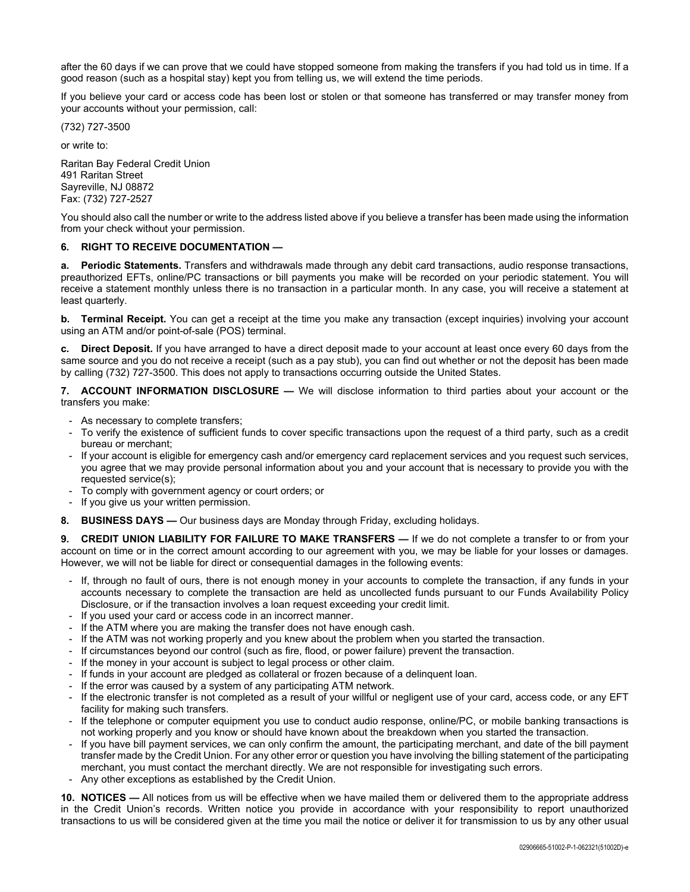after the 60 days if we can prove that we could have stopped someone from making the transfers if you had told us in time. If a good reason (such as a hospital stay) kept you from telling us, we will extend the time periods.

If you believe your card or access code has been lost or stolen or that someone has transferred or may transfer money from your accounts without your permission, call:

(732) 727-3500

or write to:

Raritan Bay Federal Credit Union
491 Raritan Street
Sayreville, NJ 08872
Fax: (732) 727-2527

You should also call the number or write to the address listed above if you believe a transfer has been made using the information from your check without your permission.

**6. RIGHT TO RECEIVE DOCUMENTATION —**

**a. Periodic Statements.** Transfers and withdrawals made through any debit card transactions, audio response transactions, preauthorized EFTs, online/PC transactions or bill payments you make will be recorded on your periodic statement. You will receive a statement monthly unless there is no transaction in a particular month. In any case, you will receive a statement at least quarterly.

**b. Terminal Receipt.** You can get a receipt at the time you make any transaction (except inquiries) involving your account using an ATM and/or point-of-sale (POS) terminal.

**c. Direct Deposit.** If you have arranged to have a direct deposit made to your account at least once every 60 days from the same source and you do not receive a receipt (such as a pay stub), you can find out whether or not the deposit has been made by calling (732) 727-3500. This does not apply to transactions occurring outside the United States.

**7. ACCOUNT INFORMATION DISCLOSURE —** We will disclose information to third parties about your account or the transfers you make:

- As necessary to complete transfers;
- To verify the existence of sufficient funds to cover specific transactions upon the request of a third party, such as a credit bureau or merchant;
- If your account is eligible for emergency cash and/or emergency card replacement services and you request such services, you agree that we may provide personal information about you and your account that is necessary to provide you with the requested service(s);
- To comply with government agency or court orders; or
- If you give us your written permission.

**8. BUSINESS DAYS —** Our business days are Monday through Friday, excluding holidays.

**9. CREDIT UNION LIABILITY FOR FAILURE TO MAKE TRANSFERS —** If we do not complete a transfer to or from your account on time or in the correct amount according to our agreement with you, we may be liable for your losses or damages. However, we will not be liable for direct or consequential damages in the following events:

- If, through no fault of ours, there is not enough money in your accounts to complete the transaction, if any funds in your accounts necessary to complete the transaction are held as uncollected funds pursuant to our Funds Availability Policy Disclosure, or if the transaction involves a loan request exceeding your credit limit.
- If you used your card or access code in an incorrect manner.
- If the ATM where you are making the transfer does not have enough cash.
- If the ATM was not working properly and you knew about the problem when you started the transaction.
- If circumstances beyond our control (such as fire, flood, or power failure) prevent the transaction.
- If the money in your account is subject to legal process or other claim.
- If funds in your account are pledged as collateral or frozen because of a delinquent loan.
- If the error was caused by a system of any participating ATM network.
- If the electronic transfer is not completed as a result of your willful or negligent use of your card, access code, or any EFT facility for making such transfers.
- If the telephone or computer equipment you use to conduct audio response, online/PC, or mobile banking transactions is not working properly and you know or should have known about the breakdown when you started the transaction.
- If you have bill payment services, we can only confirm the amount, the participating merchant, and date of the bill payment transfer made by the Credit Union. For any other error or question you have involving the billing statement of the participating merchant, you must contact the merchant directly. We are not responsible for investigating such errors.
- Any other exceptions as established by the Credit Union.

**10. NOTICES —** All notices from us will be effective when we have mailed them or delivered them to the appropriate address in the Credit Union's records. Written notice you provide in accordance with your responsibility to report unauthorized transactions to us will be considered given at the time you mail the notice or deliver it for transmission to us by any other usual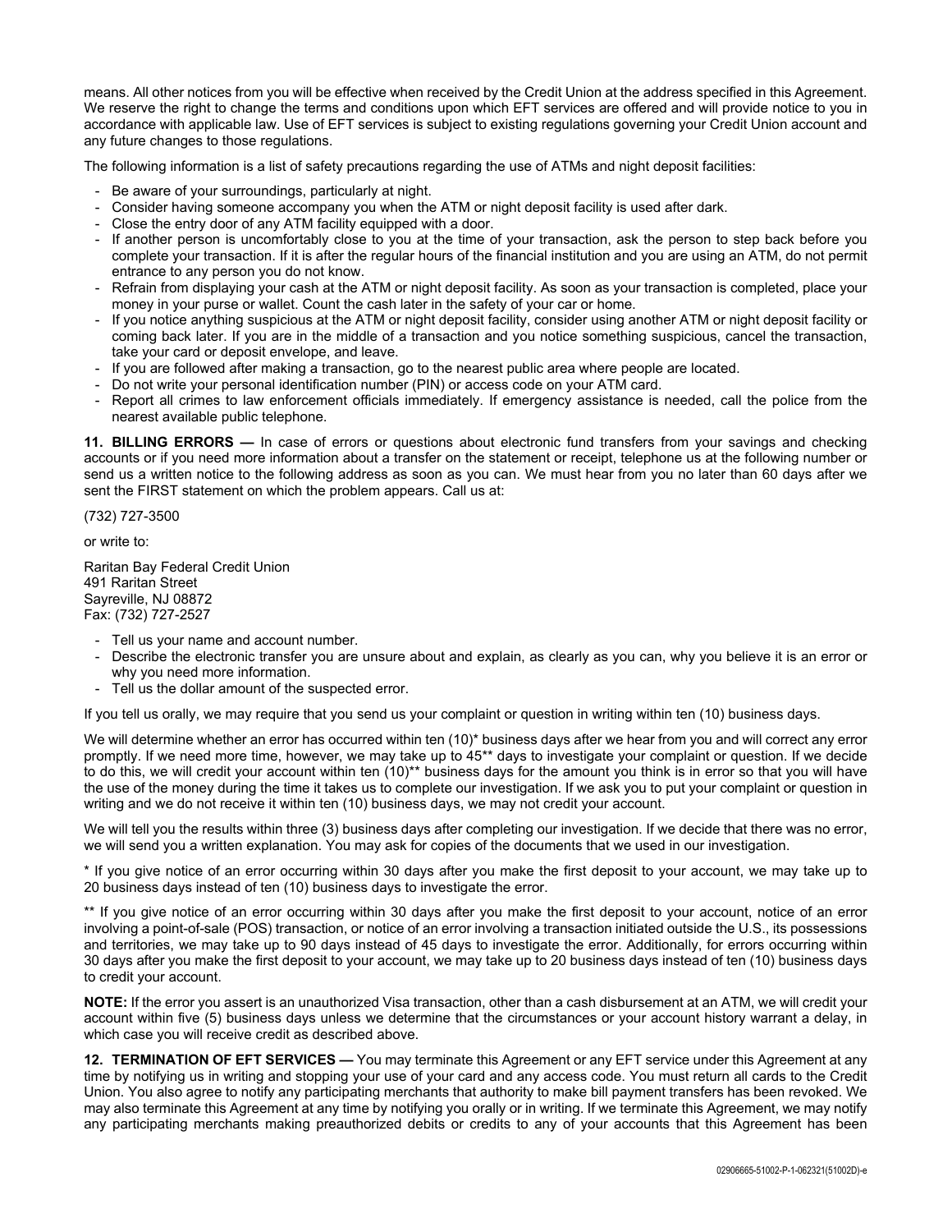means. All other notices from you will be effective when received by the Credit Union at the address specified in this Agreement. We reserve the right to change the terms and conditions upon which EFT services are offered and will provide notice to you in accordance with applicable law. Use of EFT services is subject to existing regulations governing your Credit Union account and any future changes to those regulations.

The following information is a list of safety precautions regarding the use of ATMs and night deposit facilities:

- Be aware of your surroundings, particularly at night.
- Consider having someone accompany you when the ATM or night deposit facility is used after dark.
- Close the entry door of any ATM facility equipped with a door.
- If another person is uncomfortably close to you at the time of your transaction, ask the person to step back before you complete your transaction. If it is after the regular hours of the financial institution and you are using an ATM, do not permit entrance to any person you do not know.
- Refrain from displaying your cash at the ATM or night deposit facility. As soon as your transaction is completed, place your money in your purse or wallet. Count the cash later in the safety of your car or home.
- If you notice anything suspicious at the ATM or night deposit facility, consider using another ATM or night deposit facility or coming back later. If you are in the middle of a transaction and you notice something suspicious, cancel the transaction, take your card or deposit envelope, and leave.
- If you are followed after making a transaction, go to the nearest public area where people are located.
- Do not write your personal identification number (PIN) or access code on your ATM card.
- Report all crimes to law enforcement officials immediately. If emergency assistance is needed, call the police from the nearest available public telephone.

**11. BILLING ERRORS —** In case of errors or questions about electronic fund transfers from your savings and checking accounts or if you need more information about a transfer on the statement or receipt, telephone us at the following number or send us a written notice to the following address as soon as you can. We must hear from you no later than 60 days after we sent the FIRST statement on which the problem appears. Call us at:

(732) 727-3500

or write to:

Raritan Bay Federal Credit Union
491 Raritan Street
Sayreville, NJ 08872
Fax: (732) 727-2527

- Tell us your name and account number.
- Describe the electronic transfer you are unsure about and explain, as clearly as you can, why you believe it is an error or why you need more information.
- Tell us the dollar amount of the suspected error.

If you tell us orally, we may require that you send us your complaint or question in writing within ten (10) business days.

We will determine whether an error has occurred within ten (10)* business days after we hear from you and will correct any error promptly. If we need more time, however, we may take up to 45** days to investigate your complaint or question. If we decide to do this, we will credit your account within ten (10)** business days for the amount you think is in error so that you will have the use of the money during the time it takes us to complete our investigation. If we ask you to put your complaint or question in writing and we do not receive it within ten (10) business days, we may not credit your account.

We will tell you the results within three (3) business days after completing our investigation. If we decide that there was no error, we will send you a written explanation. You may ask for copies of the documents that we used in our investigation.

* If you give notice of an error occurring within 30 days after you make the first deposit to your account, we may take up to 20 business days instead of ten (10) business days to investigate the error.

** If you give notice of an error occurring within 30 days after you make the first deposit to your account, notice of an error involving a point-of-sale (POS) transaction, or notice of an error involving a transaction initiated outside the U.S., its possessions and territories, we may take up to 90 days instead of 45 days to investigate the error. Additionally, for errors occurring within 30 days after you make the first deposit to your account, we may take up to 20 business days instead of ten (10) business days to credit your account.

**NOTE:** If the error you assert is an unauthorized Visa transaction, other than a cash disbursement at an ATM, we will credit your account within five (5) business days unless we determine that the circumstances or your account history warrant a delay, in which case you will receive credit as described above.

**12. TERMINATION OF EFT SERVICES —** You may terminate this Agreement or any EFT service under this Agreement at any time by notifying us in writing and stopping your use of your card and any access code. You must return all cards to the Credit Union. You also agree to notify any participating merchants that authority to make bill payment transfers has been revoked. We may also terminate this Agreement at any time by notifying you orally or in writing. If we terminate this Agreement, we may notify any participating merchants making preauthorized debits or credits to any of your accounts that this Agreement has been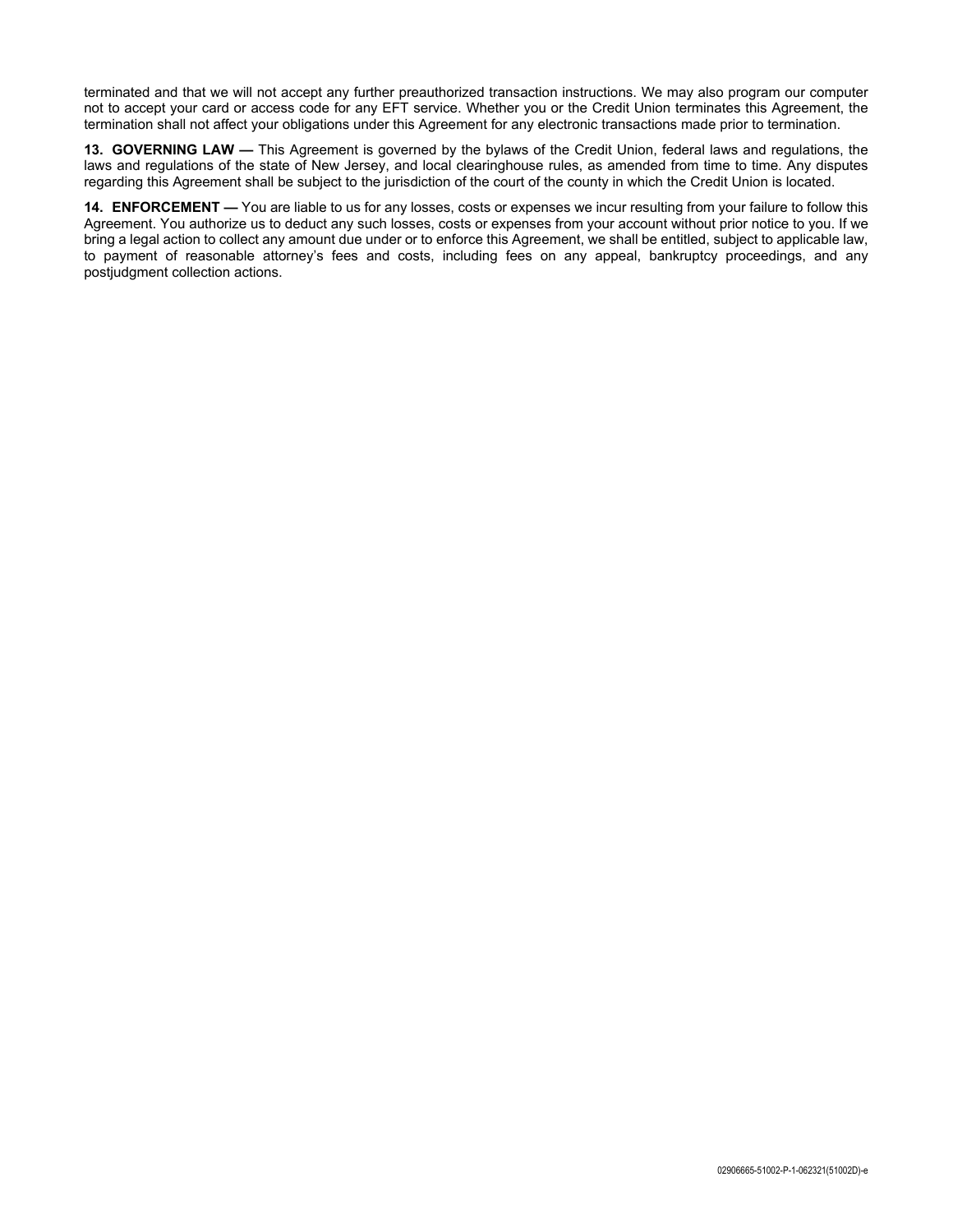terminated and that we will not accept any further preauthorized transaction instructions. We may also program our computer not to accept your card or access code for any EFT service. Whether you or the Credit Union terminates this Agreement, the termination shall not affect your obligations under this Agreement for any electronic transactions made prior to termination.

**13. GOVERNING LAW —** This Agreement is governed by the bylaws of the Credit Union, federal laws and regulations, the laws and regulations of the state of New Jersey, and local clearinghouse rules, as amended from time to time. Any disputes regarding this Agreement shall be subject to the jurisdiction of the court of the county in which the Credit Union is located.

**14. ENFORCEMENT —** You are liable to us for any losses, costs or expenses we incur resulting from your failure to follow this Agreement. You authorize us to deduct any such losses, costs or expenses from your account without prior notice to you. If we bring a legal action to collect any amount due under or to enforce this Agreement, we shall be entitled, subject to applicable law, to payment of reasonable attorney's fees and costs, including fees on any appeal, bankruptcy proceedings, and any postjudgment collection actions.

02906665-51002-P-1-062321(51002D)-e